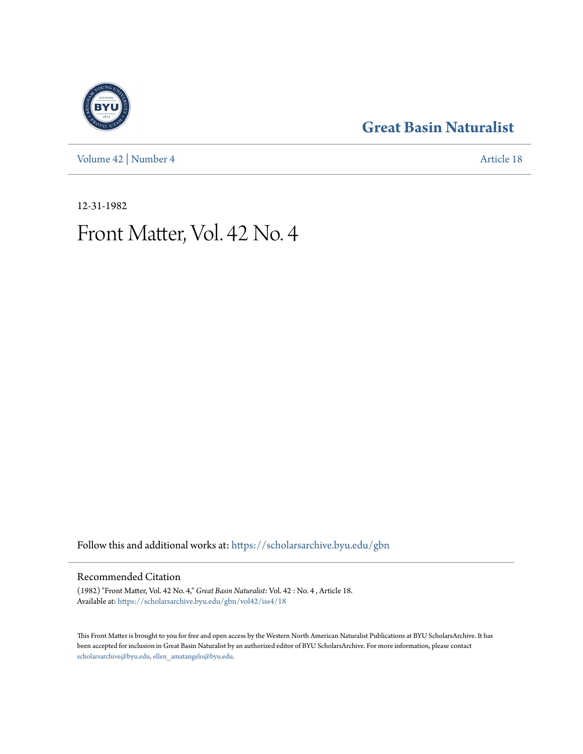Great Basin Naturalist

Volume 42 | Number 4 | Article 18

12-31-1982

# Front Matter, Vol. 42 No. 4

Follow this and additional works at: https://scholarsarchive.byu.edu/gbn

## Recommended Citation

(1982) "Front Matter, Vol. 42 No. 4," *Great Basin Naturalist*: Vol. 42 : No. 4 , Article 18.
Available at: https://scholarsarchive.byu.edu/gbn/vol42/iss4/18

This Front Matter is brought to you for free and open access by the Western North American Naturalist Publications at BYU ScholarsArchive. It has been accepted for inclusion in Great Basin Naturalist by an authorized editor of BYU ScholarsArchive. For more information, please contact scholarsarchive@byu.edu, ellen_amatangelo@byu.edu.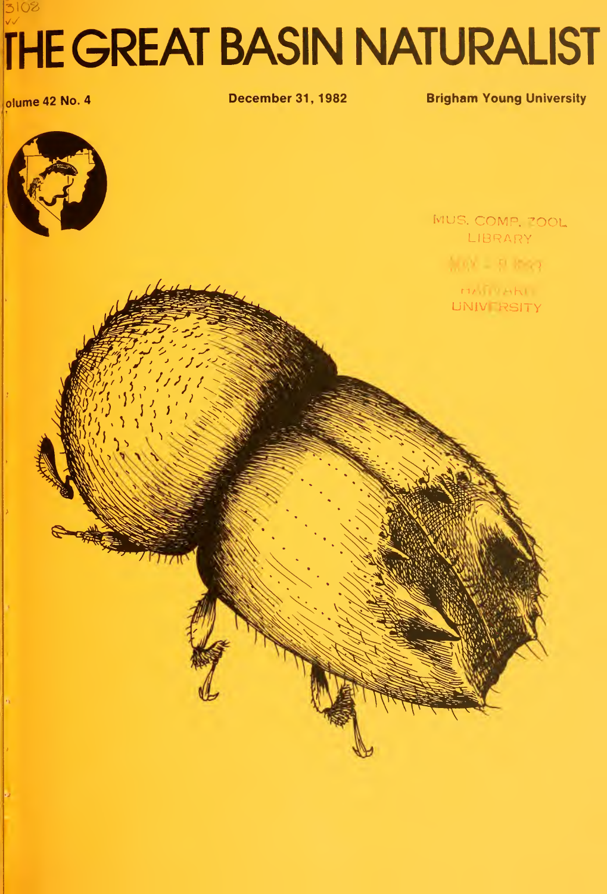3108

# THE GREAT BASIN NATURALIST

olume 42 No. 4 December 31, 1982 Brigham Young University

MUS. COMP. ZOOL. LIBRARY

HARVARD UNIVERSITY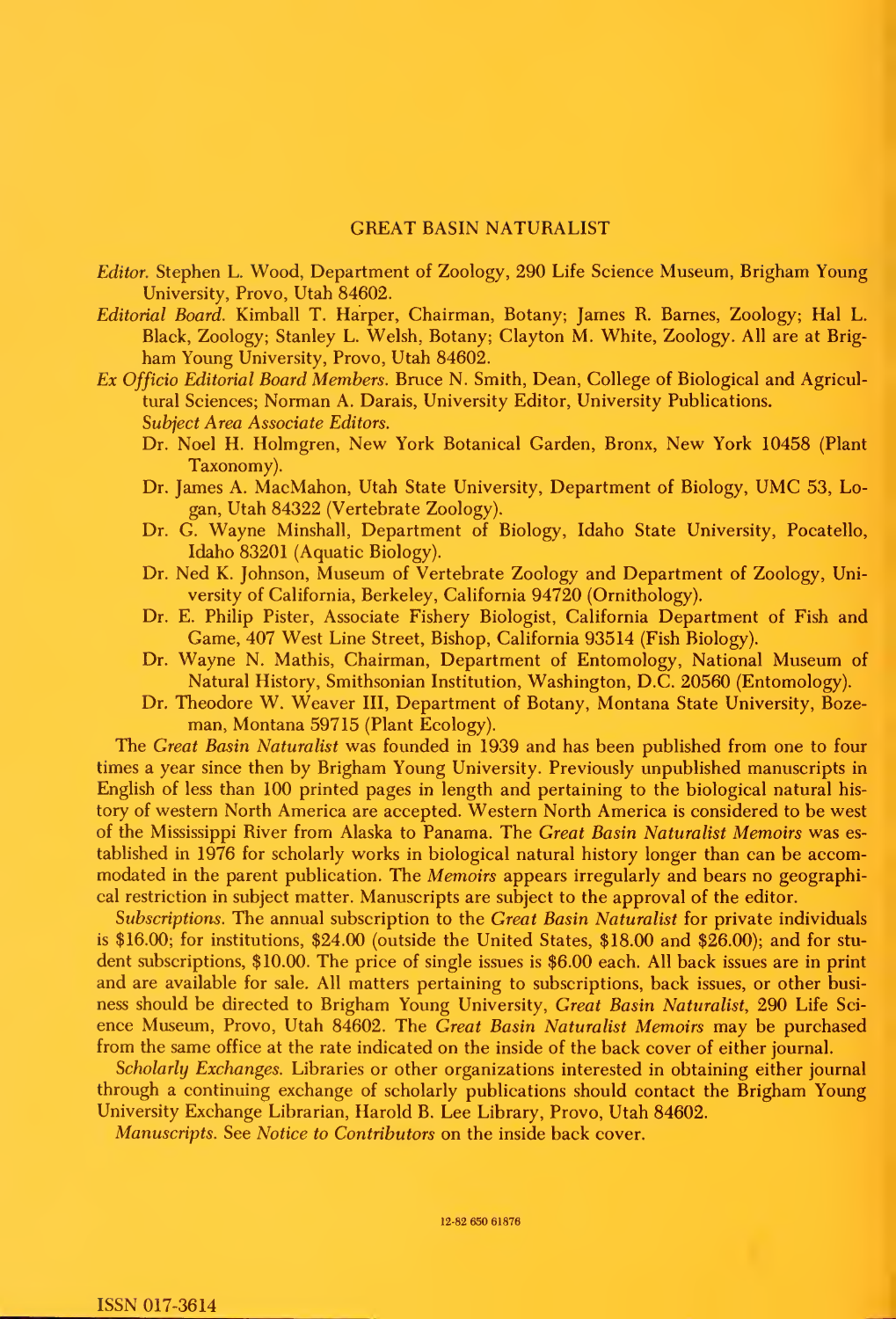# GREAT BASIN NATURALIST

*Editor.* Stephen L. Wood, Department of Zoology, 290 Life Science Museum, Brigham Young University, Provo, Utah 84602.

*Editorial Board.* Kimball T. Harper, Chairman, Botany; James R. Barnes, Zoology; Hal L. Black, Zoology; Stanley L. Welsh, Botany; Clayton M. White, Zoology. All are at Brigham Young University, Provo, Utah 84602.

*Ex Officio Editorial Board Members.* Bruce N. Smith, Dean, College of Biological and Agricultural Sciences; Norman A. Darais, University Editor, University Publications.

*Subject Area Associate Editors.*

Dr. Noel H. Holmgren, New York Botanical Garden, Bronx, New York 10458 (Plant Taxonomy).

Dr. James A. MacMahon, Utah State University, Department of Biology, UMC 53, Logan, Utah 84322 (Vertebrate Zoology).

Dr. G. Wayne Minshall, Department of Biology, Idaho State University, Pocatello, Idaho 83201 (Aquatic Biology).

Dr. Ned K. Johnson, Museum of Vertebrate Zoology and Department of Zoology, University of California, Berkeley, California 94720 (Ornithology).

Dr. E. Philip Pister, Associate Fishery Biologist, California Department of Fish and Game, 407 West Line Street, Bishop, California 93514 (Fish Biology).

Dr. Wayne N. Mathis, Chairman, Department of Entomology, National Museum of Natural History, Smithsonian Institution, Washington, D.C. 20560 (Entomology).

Dr. Theodore W. Weaver III, Department of Botany, Montana State University, Bozeman, Montana 59715 (Plant Ecology).

The *Great Basin Naturalist* was founded in 1939 and has been published from one to four times a year since then by Brigham Young University. Previously unpublished manuscripts in English of less than 100 printed pages in length and pertaining to the biological natural history of western North America are accepted. Western North America is considered to be west of the Mississippi River from Alaska to Panama. The *Great Basin Naturalist Memoirs* was established in 1976 for scholarly works in biological natural history longer than can be accommodated in the parent publication. The *Memoirs* appears irregularly and bears no geographical restriction in subject matter. Manuscripts are subject to the approval of the editor.

*Subscriptions.* The annual subscription to the *Great Basin Naturalist* for private individuals is $16.00; for institutions, $24.00 (outside the United States, $18.00 and $26.00); and for student subscriptions, $10.00. The price of single issues is $6.00 each. All back issues are in print and are available for sale. All matters pertaining to subscriptions, back issues, or other business should be directed to Brigham Young University, *Great Basin Naturalist*, 290 Life Science Museum, Provo, Utah 84602. The *Great Basin Naturalist Memoirs* may be purchased from the same office at the rate indicated on the inside of the back cover of either journal.

*Scholarly Exchanges.* Libraries or other organizations interested in obtaining either journal through a continuing exchange of scholarly publications should contact the Brigham Young University Exchange Librarian, Harold B. Lee Library, Provo, Utah 84602.

*Manuscripts.* See *Notice to Contributors* on the inside back cover.

12-82 650 61876

ISSN 017-3614